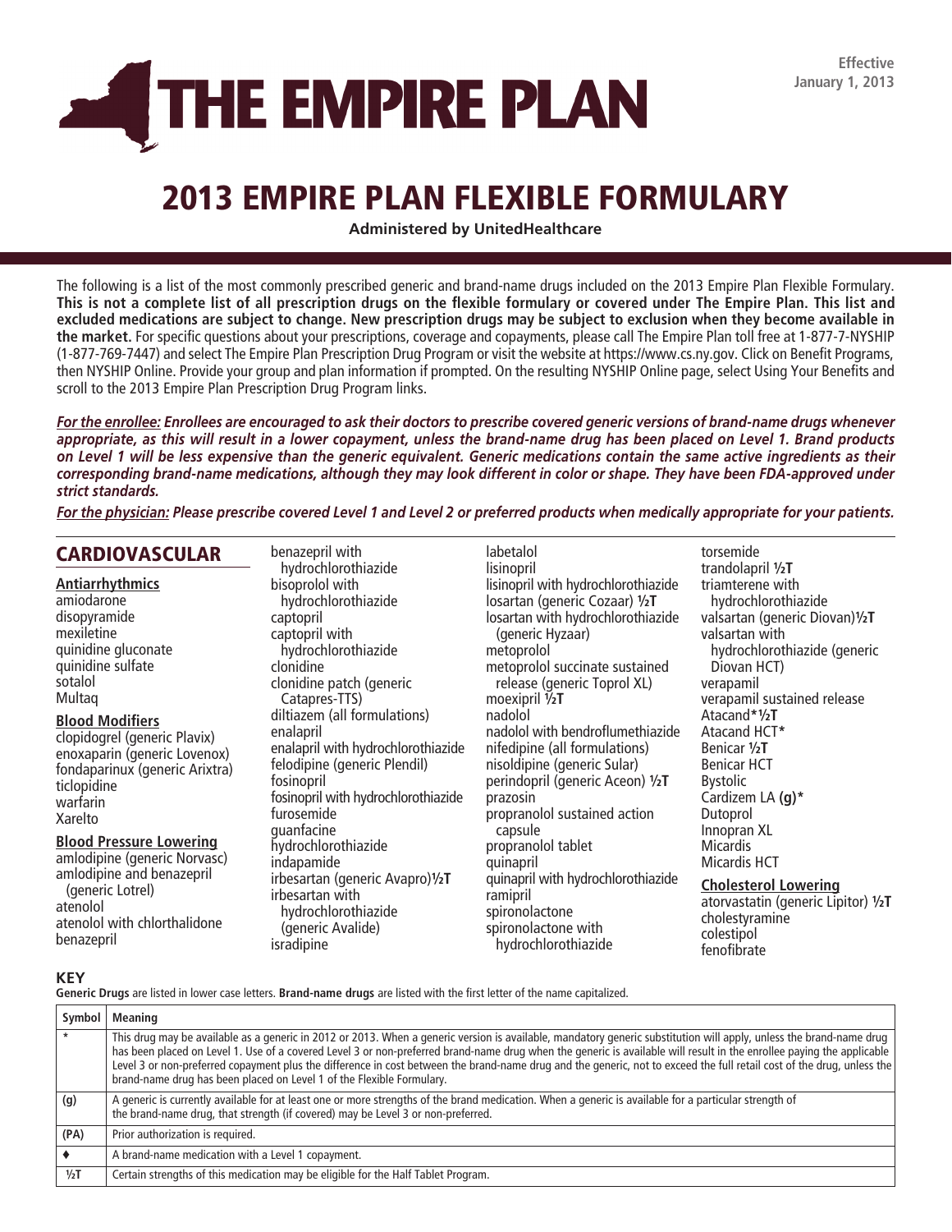Effective
January 1, 2013

# THE EMPIRE PLAN

# 2013 EMPIRE PLAN FLEXIBLE FORMULARY

**Administered by UnitedHealthcare**

The following is a list of the most commonly prescribed generic and brand-name drugs included on the 2013 Empire Plan Flexible Formulary. **This is not a complete list of all prescription drugs on the flexible formulary or covered under The Empire Plan. This list and excluded medications are subject to change. New prescription drugs may be subject to exclusion when they become available in the market.** For specific questions about your prescriptions, coverage and copayments, please call The Empire Plan toll free at 1-877-7-NYSHIP (1-877-769-7447) and select The Empire Plan Prescription Drug Program or visit the website at https://www.cs.ny.gov. Click on Benefit Programs, then NYSHIP Online. Provide your group and plan information if prompted. On the resulting NYSHIP Online page, select Using Your Benefits and scroll to the 2013 Empire Plan Prescription Drug Program links.

***For the enrollee:* Enrollees are encouraged to ask their doctors to prescribe covered generic versions of brand-name drugs whenever appropriate, as this will result in a lower copayment, unless the brand-name drug has been placed on Level 1. Brand products on Level 1 will be less expensive than the generic equivalent. Generic medications contain the same active ingredients as their corresponding brand-name medications, although they may look different in color or shape. They have been FDA-approved under strict standards.**

***For the physician:* Please prescribe covered Level 1 and Level 2 or preferred products when medically appropriate for your patients.**

## CARDIOVASCULAR

### Antiarrhythmics

amiodarone
disopyramide
mexiletine
quinidine gluconate
quinidine sulfate
sotalol
Multaq

### Blood Modifiers

clopidogrel (generic Plavix)
enoxaparin (generic Lovenox)
fondaparinux (generic Arixtra)
ticlopidine
warfarin
Xarelto

### Blood Pressure Lowering

amlodipine (generic Norvasc)
amlodipine and benazepril (generic Lotrel)
atenolol
atenolol with chlorthalidone
benazepril
benazepril with hydrochlorothiazide
bisoprolol with hydrochlorothiazide
captopril
captopril with hydrochlorothiazide
clonidine
clonidine patch (generic Catapres-TTS)
diltiazem (all formulations)
enalapril
enalapril with hydrochlorothiazide
felodipine (generic Plendil)
fosinopril
fosinopril with hydrochlorothiazide
furosemide
guanfacine
hydrochlorothiazide
indapamide
irbesartan (generic Avapro) **½T**
irbesartan with hydrochlorothiazide (generic Avalide)
isradipine
labetalol
lisinopril
lisinopril with hydrochlorothiazide
losartan (generic Cozaar) **½T**
losartan with hydrochlorothiazide (generic Hyzaar)
metoprolol
metoprolol succinate sustained release (generic Toprol XL)
moexipril **½T**
nadolol
nadolol with bendroflumethiazide
nifedipine (all formulations)
nisoldipine (generic Sular)
perindopril (generic Aceon) **½T**
prazosin
propranolol sustained action capsule
propranolol tablet
quinapril
quinapril with hydrochlorothiazide
ramipril
spironolactone
spironolactone with hydrochlorothiazide
torsemide
trandolapril **½T**
triamterene with hydrochlorothiazide
valsartan (generic Diovan) **½T**
valsartan with hydrochlorothiazide (generic Diovan HCT)
verapamil
verapamil sustained release
Atacand* **½T**
Atacand HCT*
Benicar **½T**
Benicar HCT
Bystolic
Cardizem LA **(g)***
Dutoprol
Innopran XL
Micardis
Micardis HCT

### Cholesterol Lowering

atorvastatin (generic Lipitor) **½T**
cholestyramine
colestipol
fenofibrate

**KEY**

**Generic Drugs** are listed in lower case letters. **Brand-name drugs** are listed with the first letter of the name capitalized.

| Symbol | Meaning |
|---|---|
| * | This drug may be available as a generic in 2012 or 2013. When a generic version is available, mandatory generic substitution will apply, unless the brand-name drug has been placed on Level 1. Use of a covered Level 3 or non-preferred brand-name drug when the generic is available will result in the enrollee paying the applicable Level 3 or non-preferred copayment plus the difference in cost between the brand-name drug and the generic, not to exceed the full retail cost of the drug, unless the brand-name drug has been placed on Level 1 of the Flexible Formulary. |
| (g) | A generic is currently available for at least one or more strengths of the brand medication. When a generic is available for a particular strength of the brand-name drug, that strength (if covered) may be Level 3 or non-preferred. |
| (PA) | Prior authorization is required. |
| ♦ | A brand-name medication with a Level 1 copayment. |
| ½T | Certain strengths of this medication may be eligible for the Half Tablet Program. |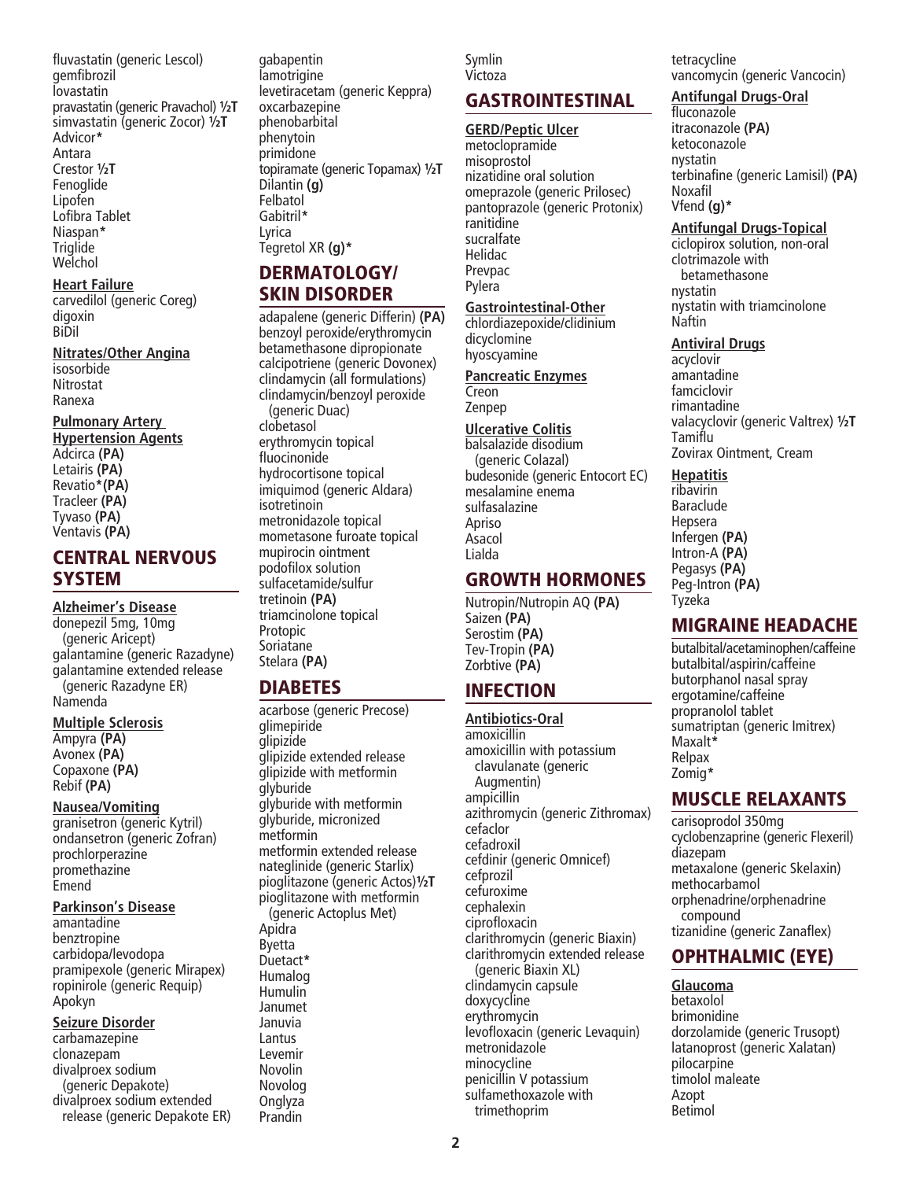fluvastatin (generic Lescol)
gemfibrozil
lovastatin
pravastatin (generic Pravachol) **½T**
simvastatin (generic Zocor) **½T**
Advicor*
Antara
Crestor **½T**
Fenoglide
Lipofen
Lofibra Tablet
Niaspan*
Triglide
Welchol

### Heart Failure

carvedilol (generic Coreg)
digoxin
BiDil

### Nitrates/Other Angina

isosorbide
Nitrostat
Ranexa

### Pulmonary Artery Hypertension Agents

Adcirca **(PA)**
Letairis **(PA)**
Revatio* **(PA)**
Tracleer **(PA)**
Tyvaso **(PA)**
Ventavis **(PA)**

## CENTRAL NERVOUS SYSTEM

### Alzheimer's Disease

donepezil 5mg, 10mg (generic Aricept)
galantamine (generic Razadyne)
galantamine extended release (generic Razadyne ER)
Namenda

### Multiple Sclerosis

Ampyra **(PA)**
Avonex **(PA)**
Copaxone **(PA)**
Rebif **(PA)**

### Nausea/Vomiting

granisetron (generic Kytril)
ondansetron (generic Zofran)
prochlorperazine
promethazine
Emend

### Parkinson's Disease

amantadine
benztropine
carbidopa/levodopa
pramipexole (generic Mirapex)
ropinirole (generic Requip)
Apokyn

### Seizure Disorder

carbamazepine
clonazepam
divalproex sodium (generic Depakote)
divalproex sodium extended release (generic Depakote ER)
gabapentin
lamotrigine
levetiracetam (generic Keppra)
oxcarbazepine
phenobarbital
phenytoin
primidone
topiramate (generic Topamax) **½T**
Dilantin **(g)**
Felbatol
Gabitril*
Lyrica
Tegretol XR **(g)***

## DERMATOLOGY/ SKIN DISORDER

adapalene (generic Differin) **(PA)**
benzoyl peroxide/erythromycin
betamethasone dipropionate
calcipotriene (generic Dovonex)
clindamycin (all formulations)
clindamycin/benzoyl peroxide (generic Duac)
clobetasol
erythromycin topical
fluocinonide
hydrocortisone topical
imiquimod (generic Aldara)
isotretinoin
metronidazole topical
mometasone furoate topical
mupirocin ointment
podofilox solution
sulfacetamide/sulfur
tretinoin **(PA)**
triamcinolone topical
Protopic
Soriatane
Stelara **(PA)**

## DIABETES

acarbose (generic Precose)
glimepiride
glipizide
glipizide extended release
glipizide with metformin
glyburide
glyburide with metformin
glyburide, micronized
metformin
metformin extended release
nateglinide (generic Starlix)
pioglitazone (generic Actos) **½T**
pioglitazone with metformin (generic Actoplus Met)
Apidra
Byetta
Duetact*
Humalog
Humulin
Janumet
Januvia
Lantus
Levemir
Novolin
Novolog
Onglyza
Prandin
Symlin
Victoza

## GASTROINTESTINAL

### GERD/Peptic Ulcer

metoclopramide
misoprostol
nizatidine oral solution
omeprazole (generic Prilosec)
pantoprazole (generic Protonix)
ranitidine
sucralfate
Helidac
Prevpac
Pylera

### Gastrointestinal-Other

chlordiazepoxide/clidinium
dicyclomine
hyoscyamine

### Pancreatic Enzymes

Creon
Zenpep

### Ulcerative Colitis

balsalazide disodium (generic Colazal)
budesonide (generic Entocort EC)
mesalamine enema
sulfasalazine
Apriso
Asacol
Lialda

## GROWTH HORMONES

Nutropin/Nutropin AQ **(PA)**
Saizen **(PA)**
Serostim **(PA)**
Tev-Tropin **(PA)**
Zorbtive **(PA)**

## INFECTION

### Antibiotics-Oral

amoxicillin
amoxicillin with potassium clavulanate (generic Augmentin)
ampicillin
azithromycin (generic Zithromax)
cefaclor
cefadroxil
cefdinir (generic Omnicef)
cefprozil
cefuroxime
cephalexin
ciprofloxacin
clarithromycin (generic Biaxin)
clarithromycin extended release (generic Biaxin XL)
clindamycin capsule
doxycycline
erythromycin
levofloxacin (generic Levaquin)
metronidazole
minocycline
penicillin V potassium
sulfamethoxazole with trimethoprim
tetracycline
vancomycin (generic Vancocin)

### Antifungal Drugs-Oral

fluconazole
itraconazole **(PA)**
ketoconazole
nystatin
terbinafine (generic Lamisil) **(PA)**
Noxafil
Vfend **(g)***

### Antifungal Drugs-Topical

ciclopirox solution, non-oral
clotrimazole with betamethasone
nystatin
nystatin with triamcinolone
Naftin

### Antiviral Drugs

acyclovir
amantadine
famciclovir
rimantadine
valacyclovir (generic Valtrex) **½T**
Tamiflu
Zovirax Ointment, Cream

### Hepatitis

ribavirin
Baraclude
Hepsera
Infergen **(PA)**
Intron-A **(PA)**
Pegasys **(PA)**
Peg-Intron **(PA)**
Tyzeka

## MIGRAINE HEADACHE

butalbital/acetaminophen/caffeine
butalbital/aspirin/caffeine
butorphanol nasal spray
ergotamine/caffeine
propranolol tablet
sumatriptan (generic Imitrex)
Maxalt*
Relpax
Zomig*

## MUSCLE RELAXANTS

carisoprodol 350mg
cyclobenzaprine (generic Flexeril)
diazepam
metaxalone (generic Skelaxin)
methocarbamol
orphenadrine/orphenadrine compound
tizanidine (generic Zanaflex)

## OPHTHALMIC (EYE)

### Glaucoma

betaxolol
brimonidine
dorzolamide (generic Trusopt)
latanoprost (generic Xalatan)
pilocarpine
timolol maleate
Azopt
Betimol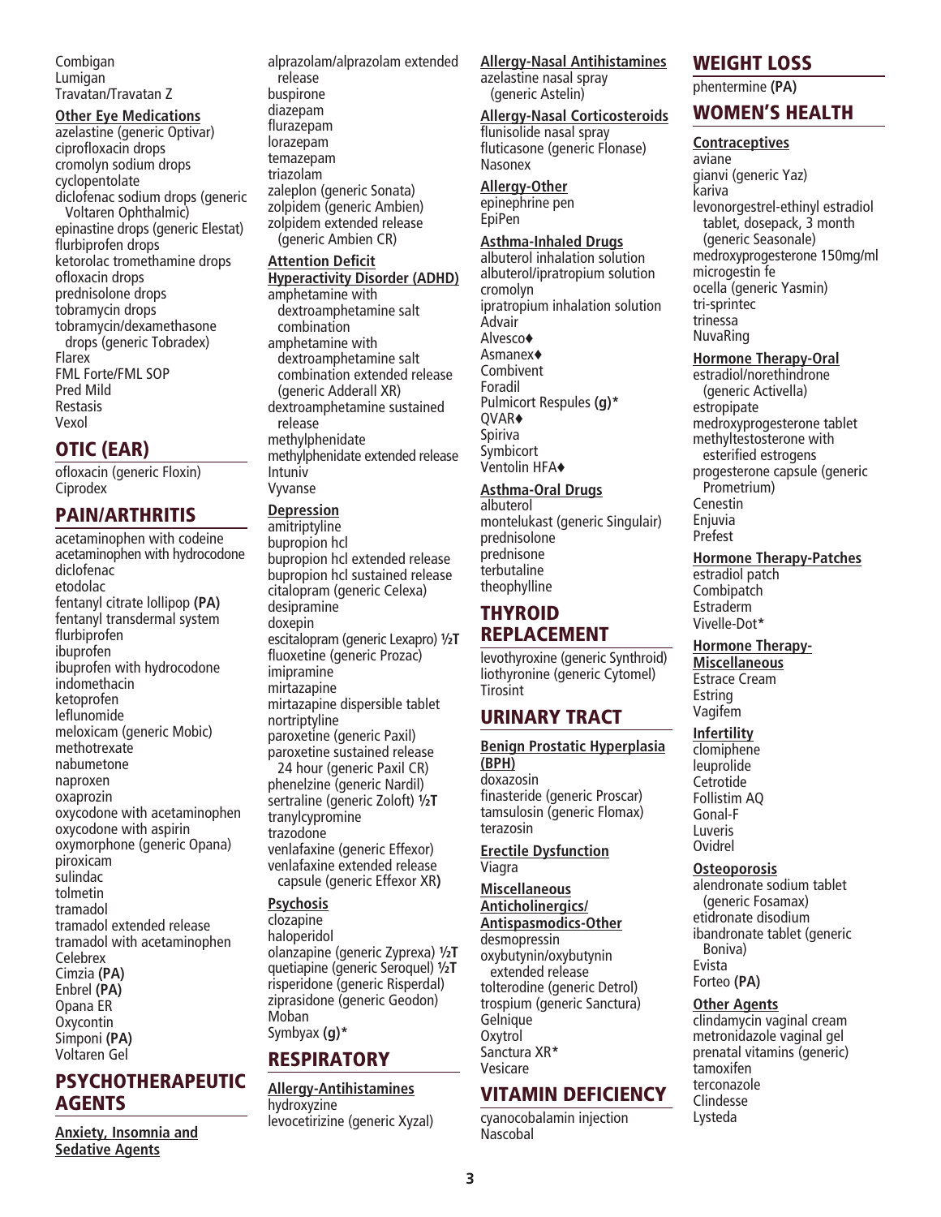Combigan
Lumigan
Travatan/Travatan Z

**Other Eye Medications**

azelastine (generic Optivar)
ciprofloxacin drops
cromolyn sodium drops
cyclopentolate
diclofenac sodium drops (generic Voltaren Ophthalmic)
epinastine drops (generic Elestat)
flurbiprofen drops
ketorolac tromethamine drops
ofloxacin drops
prednisolone drops
tobramycin drops
tobramycin/dexamethasone drops (generic Tobradex)
Flarex
FML Forte/FML SOP
Pred Mild
Restasis
Vexol

## OTIC (EAR)

ofloxacin (generic Floxin)
Ciprodex

## PAIN/ARTHRITIS

acetaminophen with codeine
acetaminophen with hydrocodone
diclofenac
etodolac
fentanyl citrate lollipop **(PA)**
fentanyl transdermal system
flurbiprofen
ibuprofen
ibuprofen with hydrocodone
indomethacin
ketoprofen
leflunomide
meloxicam (generic Mobic)
methotrexate
nabumetone
naproxen
oxaprozin
oxycodone with acetaminophen
oxycodone with aspirin
oxymorphone (generic Opana)
piroxicam
sulindac
tolmetin
tramadol
tramadol extended release
tramadol with acetaminophen
Celebrex
Cimzia **(PA)**
Enbrel **(PA)**
Opana ER
Oxycontin
Simponi **(PA)**
Voltaren Gel

## PSYCHOTHERAPEUTIC AGENTS

**Anxiety, Insomnia and Sedative Agents**

alprazolam/alprazolam extended release
buspirone
diazepam
flurazepam
lorazepam
temazepam
triazolam
zaleplon (generic Sonata)
zolpidem (generic Ambien)
zolpidem extended release (generic Ambien CR)

**Attention Deficit Hyperactivity Disorder (ADHD)**

amphetamine with dextroamphetamine salt combination
amphetamine with dextroamphetamine salt combination extended release (generic Adderall XR)
dextroamphetamine sustained release
methylphenidate
methylphenidate extended release
Intuniv
Vyvanse

**Depression**

amitriptyline
bupropion hcl
bupropion hcl extended release
bupropion hcl sustained release
citalopram (generic Celexa)
desipramine
doxepin
escitalopram (generic Lexapro) **½T**
fluoxetine (generic Prozac)
imipramine
mirtazapine
mirtazapine dispersible tablet
nortriptyline
paroxetine (generic Paxil)
paroxetine sustained release 24 hour (generic Paxil CR)
phenelzine (generic Nardil)
sertraline (generic Zoloft) **½T**
tranylcypromine
trazodone
venlafaxine (generic Effexor)
venlafaxine extended release capsule (generic Effexor XR)

**Psychosis**

clozapine
haloperidol
olanzapine (generic Zyprexa) **½T**
quetiapine (generic Seroquel) **½T**
risperidone (generic Risperdal)
ziprasidone (generic Geodon)
Moban
Symbyax **(g)***

## RESPIRATORY

**Allergy-Antihistamines**

hydroxyzine
levocetirizine (generic Xyzal)

**Allergy-Nasal Antihistamines**

azelastine nasal spray (generic Astelin)

**Allergy-Nasal Corticosteroids**

flunisolide nasal spray
fluticasone (generic Flonase)
Nasonex

**Allergy-Other**

epinephrine pen
EpiPen

**Asthma-Inhaled Drugs**

albuterol inhalation solution
albuterol/ipratropium solution
cromolyn
ipratropium inhalation solution
Advair
Alvesco♦
Asmanex♦
Combivent
Foradil
Pulmicort Respules **(g)***
QVAR♦
Spiriva
Symbicort
Ventolin HFA♦

**Asthma-Oral Drugs**

albuterol
montelukast (generic Singulair)
prednisolone
prednisone
terbutaline
theophylline

## THYROID REPLACEMENT

levothyroxine (generic Synthroid)
liothyronine (generic Cytomel)
Tirosint

## URINARY TRACT

**Benign Prostatic Hyperplasia (BPH)**

doxazosin
finasteride (generic Proscar)
tamsulosin (generic Flomax)
terazosin

**Erectile Dysfunction**

Viagra

**Miscellaneous Anticholinergics/ Antispasmodics-Other**

desmopressin
oxybutynin/oxybutynin extended release
tolterodine (generic Detrol)
trospium (generic Sanctura)
Gelnique
Oxytrol
Sanctura XR*
Vesicare

## VITAMIN DEFICIENCY

cyanocobalamin injection
Nascobal

## WEIGHT LOSS

phentermine **(PA)**

## WOMEN'S HEALTH

**Contraceptives**

aviane
gianvi (generic Yaz)
kariva
levonorgestrel-ethinyl estradiol tablet, dosepack, 3 month (generic Seasonale)
medroxyprogesterone 150mg/ml
microgestin fe
ocella (generic Yasmin)
tri-sprintec
trinessa
NuvaRing

**Hormone Therapy-Oral**

estradiol/norethindrone (generic Activella)
estropipate
medroxyprogesterone tablet
methyltestosterone with esterified estrogens
progesterone capsule (generic Prometrium)
Cenestin
Enjuvia
Prefest

**Hormone Therapy-Patches**

estradiol patch
Combipatch
Estraderm
Vivelle-Dot*

**Hormone Therapy-Miscellaneous**

Estrace Cream
Estring
Vagifem

**Infertility**

clomiphene
leuprolide
Cetrotide
Follistim AQ
Gonal-F
Luveris
Ovidrel

**Osteoporosis**

alendronate sodium tablet (generic Fosamax)
etidronate disodium
ibandronate tablet (generic Boniva)
Evista
Forteo **(PA)**

**Other Agents**

clindamycin vaginal cream
metronidazole vaginal gel
prenatal vitamins (generic)
tamoxifen
terconazole
Clindesse
Lysteda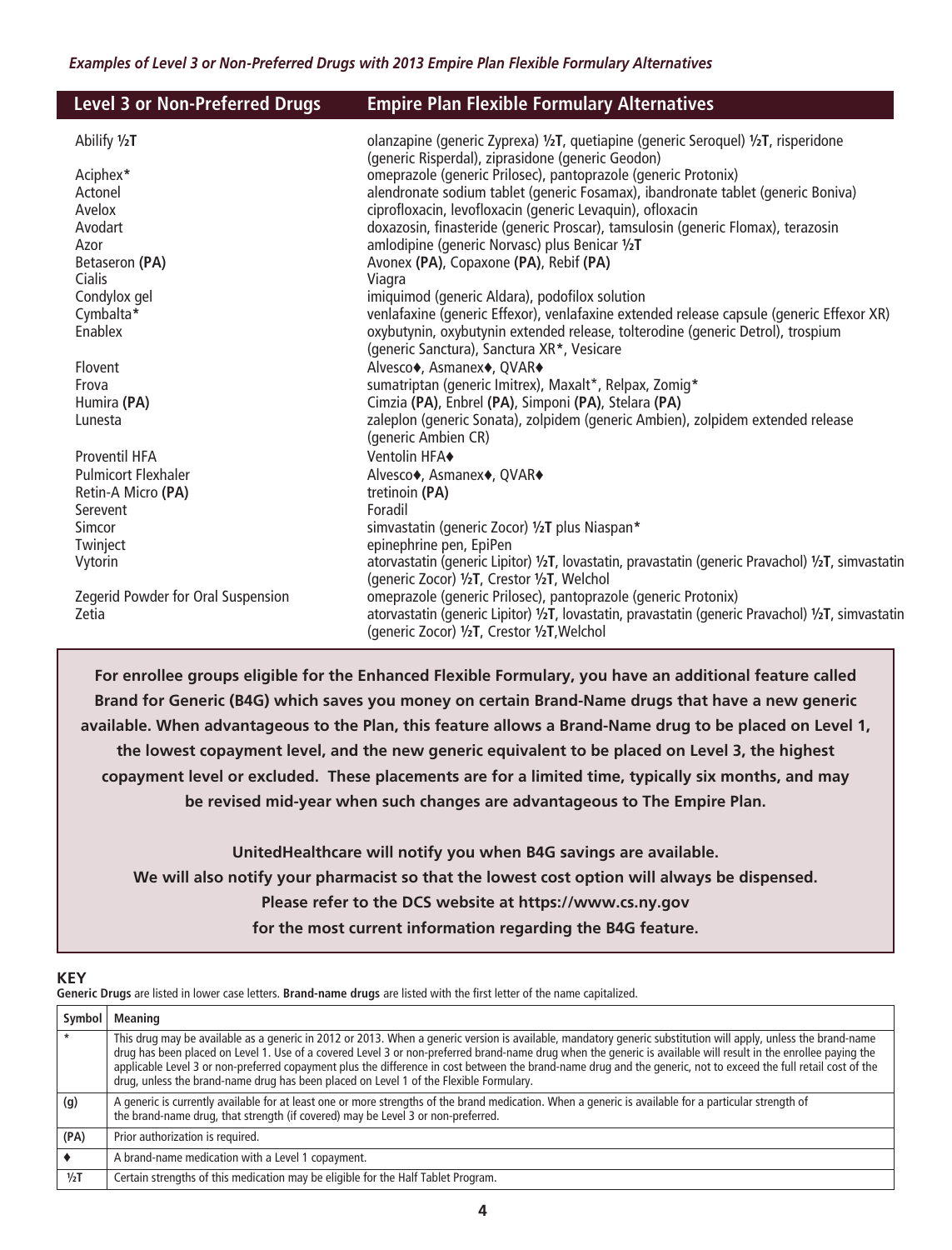*Examples of Level 3 or Non-Preferred Drugs with 2013 Empire Plan Flexible Formulary Alternatives*

| Level 3 or Non-Preferred Drugs | Empire Plan Flexible Formulary Alternatives |
|---|---|
| Abilify **½T** | olanzapine (generic Zyprexa) **½T**, quetiapine (generic Seroquel) **½T**, risperidone (generic Risperdal), ziprasidone (generic Geodon) |
| Aciphex* | omeprazole (generic Prilosec), pantoprazole (generic Protonix) |
| Actonel | alendronate sodium tablet (generic Fosamax), ibandronate tablet (generic Boniva) |
| Avelox | ciprofloxacin, levofloxacin (generic Levaquin), ofloxacin |
| Avodart | doxazosin, finasteride (generic Proscar), tamsulosin (generic Flomax), terazosin |
| Azor | amlodipine (generic Norvasc) plus Benicar **½T** |
| Betaseron **(PA)** | Avonex **(PA)**, Copaxone **(PA)**, Rebif **(PA)** |
| Cialis | Viagra |
| Condylox gel | imiquimod (generic Aldara), podofilox solution |
| Cymbalta* | venlafaxine (generic Effexor), venlafaxine extended release capsule (generic Effexor XR) |
| Enablex | oxybutynin, oxybutynin extended release, tolterodine (generic Detrol), trospium (generic Sanctura), Sanctura XR*, Vesicare |
| Flovent | Alvesco♦, Asmanex♦, QVAR♦ |
| Frova | sumatriptan (generic Imitrex), Maxalt*, Relpax, Zomig* |
| Humira **(PA)** | Cimzia **(PA)**, Enbrel **(PA)**, Simponi **(PA)**, Stelara **(PA)** |
| Lunesta | zaleplon (generic Sonata), zolpidem (generic Ambien), zolpidem extended release (generic Ambien CR) |
| Proventil HFA | Ventolin HFA♦ |
| Pulmicort Flexhaler | Alvesco♦, Asmanex♦, QVAR♦ |
| Retin-A Micro **(PA)** | tretinoin **(PA)** |
| Serevent | Foradil |
| Simcor | simvastatin (generic Zocor) **½T** plus Niaspan* |
| Twinject | epinephrine pen, EpiPen |
| Vytorin | atorvastatin (generic Lipitor) **½T**, lovastatin, pravastatin (generic Pravachol) **½T**, simvastatin (generic Zocor) **½T**, Crestor **½T**, Welchol |
| Zegerid Powder for Oral Suspension | omeprazole (generic Prilosec), pantoprazole (generic Protonix) |
| Zetia | atorvastatin (generic Lipitor) **½T**, lovastatin, pravastatin (generic Pravachol) **½T**, simvastatin (generic Zocor) **½T**, Crestor **½T**,Welchol |

**For enrollee groups eligible for the Enhanced Flexible Formulary, you have an additional feature called Brand for Generic (B4G) which saves you money on certain Brand-Name drugs that have a new generic available. When advantageous to the Plan, this feature allows a Brand-Name drug to be placed on Level 1, the lowest copayment level, and the new generic equivalent to be placed on Level 3, the highest copayment level or excluded. These placements are for a limited time, typically six months, and may be revised mid-year when such changes are advantageous to The Empire Plan.**

**UnitedHealthcare will notify you when B4G savings are available.**
**We will also notify your pharmacist so that the lowest cost option will always be dispensed.**
**Please refer to the DCS website at https://www.cs.ny.gov**
**for the most current information regarding the B4G feature.**

**KEY**

**Generic Drugs** are listed in lower case letters. **Brand-name drugs** are listed with the first letter of the name capitalized.

| Symbol | Meaning |
|---|---|
| * | This drug may be available as a generic in 2012 or 2013. When a generic version is available, mandatory generic substitution will apply, unless the brand-name drug has been placed on Level 1. Use of a covered Level 3 or non-preferred brand-name drug when the generic is available will result in the enrollee paying the applicable Level 3 or non-preferred copayment plus the difference in cost between the brand-name drug and the generic, not to exceed the full retail cost of the drug, unless the brand-name drug has been placed on Level 1 of the Flexible Formulary. |
| (g) | A generic is currently available for at least one or more strengths of the brand medication. When a generic is available for a particular strength of the brand-name drug, that strength (if covered) may be Level 3 or non-preferred. |
| (PA) | Prior authorization is required. |
| ♦ | A brand-name medication with a Level 1 copayment. |
| ½T | Certain strengths of this medication may be eligible for the Half Tablet Program. |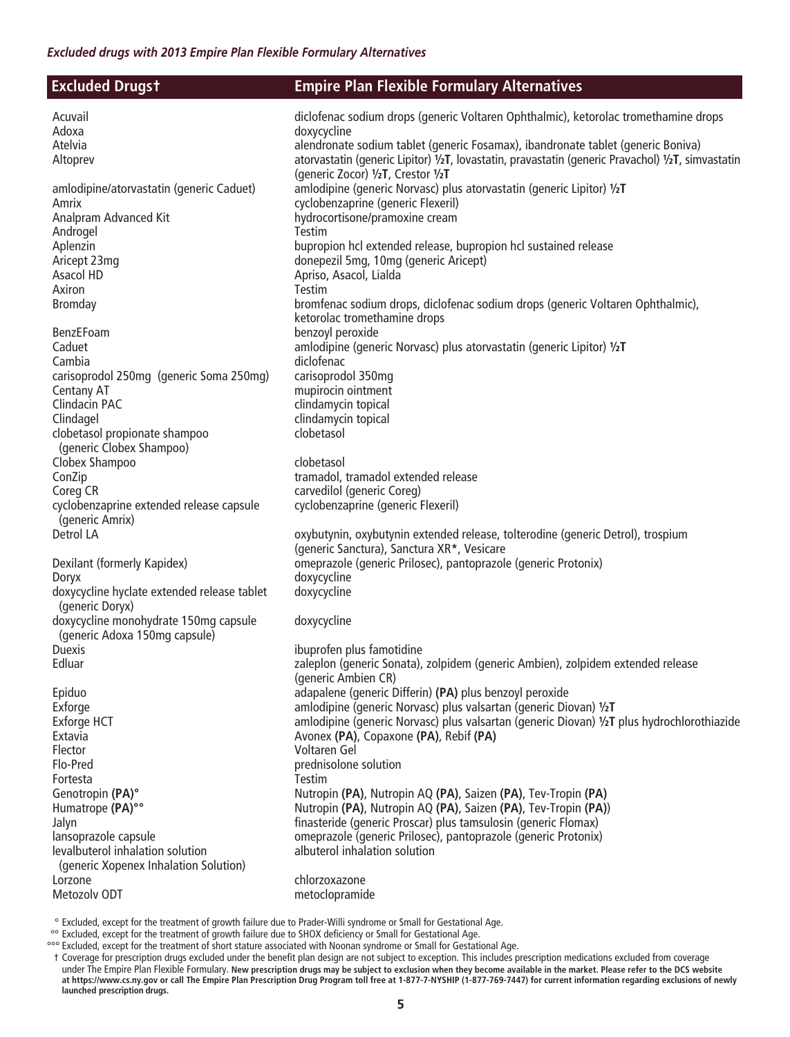*Excluded drugs with 2013 Empire Plan Flexible Formulary Alternatives*

| Excluded Drugs† | Empire Plan Flexible Formulary Alternatives |
|---|---|
| Acuvail | diclofenac sodium drops (generic Voltaren Ophthalmic), ketorolac tromethamine drops |
| Adoxa | doxycycline |
| Atelvia | alendronate sodium tablet (generic Fosamax), ibandronate tablet (generic Boniva) |
| Altoprev | atorvastatin (generic Lipitor) **½T**, lovastatin, pravastatin (generic Pravachol) **½T**, simvastatin (generic Zocor) **½T**, Crestor **½T** |
| amlodipine/atorvastatin (generic Caduet) | amlodipine (generic Norvasc) plus atorvastatin (generic Lipitor) **½T** |
| Amrix | cyclobenzaprine (generic Flexeril) |
| Analpram Advanced Kit | hydrocortisone/pramoxine cream |
| Androgel | Testim |
| Aplenzin | bupropion hcl extended release, bupropion hcl sustained release |
| Aricept 23mg | donepezil 5mg, 10mg (generic Aricept) |
| Asacol HD | Apriso, Asacol, Lialda |
| Axiron | Testim |
| Bromday | bromfenac sodium drops, diclofenac sodium drops (generic Voltaren Ophthalmic), ketorolac tromethamine drops |
| BenzEFoam | benzoyl peroxide |
| Caduet | amlodipine (generic Norvasc) plus atorvastatin (generic Lipitor) **½T** |
| Cambia | diclofenac |
| carisoprodol 250mg (generic Soma 250mg) | carisoprodol 350mg |
| Centany AT | mupirocin ointment |
| Clindacin PAC | clindamycin topical |
| Clindagel | clindamycin topical |
| clobetasol propionate shampoo (generic Clobex Shampoo) | clobetasol |
| Clobex Shampoo | clobetasol |
| ConZip | tramadol, tramadol extended release |
| Coreg CR | carvedilol (generic Coreg) |
| cyclobenzaprine extended release capsule (generic Amrix) | cyclobenzaprine (generic Flexeril) |
| Detrol LA | oxybutynin, oxybutynin extended release, tolterodine (generic Detrol), trospium (generic Sanctura), Sanctura XR*, Vesicare |
| Dexilant (formerly Kapidex) | omeprazole (generic Prilosec), pantoprazole (generic Protonix) |
| Doryx | doxycycline |
| doxycycline hyclate extended release tablet (generic Doryx) | doxycycline |
| doxycycline monohydrate 150mg capsule (generic Adoxa 150mg capsule) | doxycycline |
| Duexis | ibuprofen plus famotidine |
| Edluar | zaleplon (generic Sonata), zolpidem (generic Ambien), zolpidem extended release (generic Ambien CR) |
| Epiduo | adapalene (generic Differin) **(PA)** plus benzoyl peroxide |
| Exforge | amlodipine (generic Norvasc) plus valsartan (generic Diovan) **½T** |
| Exforge HCT | amlodipine (generic Norvasc) plus valsartan (generic Diovan) **½T** plus hydrochlorothiazide |
| Extavia | Avonex **(PA)**, Copaxone **(PA)**, Rebif **(PA)** |
| Flector | Voltaren Gel |
| Flo-Pred | prednisolone solution |
| Fortesta | Testim |
| Genotropin **(PA)**° | Nutropin **(PA)**, Nutropin AQ **(PA)**, Saizen **(PA)**, Tev-Tropin **(PA)** |
| Humatrope **(PA)**°° | Nutropin **(PA)**, Nutropin AQ **(PA)**, Saizen **(PA)**, Tev-Tropin **(PA)**) |
| Jalyn | finasteride (generic Proscar) plus tamsulosin (generic Flomax) |
| lansoprazole capsule | omeprazole (generic Prilosec), pantoprazole (generic Protonix) |
| levalbuterol inhalation solution (generic Xopenex Inhalation Solution) | albuterol inhalation solution |
| Lorzone | chlorzoxazone |
| Metozolv ODT | metoclopramide |

° Excluded, except for the treatment of growth failure due to Prader-Willi syndrome or Small for Gestational Age.

°° Excluded, except for the treatment of growth failure due to SHOX deficiency or Small for Gestational Age.

°°° Excluded, except for the treatment of short stature associated with Noonan syndrome or Small for Gestational Age.

† Coverage for prescription drugs excluded under the benefit plan design are not subject to exception. This includes prescription medications excluded from coverage under The Empire Plan Flexible Formulary. **New prescription drugs may be subject to exclusion when they become available in the market. Please refer to the DCS website at https://www.cs.ny.gov or call The Empire Plan Prescription Drug Program toll free at 1-877-7-NYSHIP (1-877-769-7447) for current information regarding exclusions of newly launched prescription drugs.**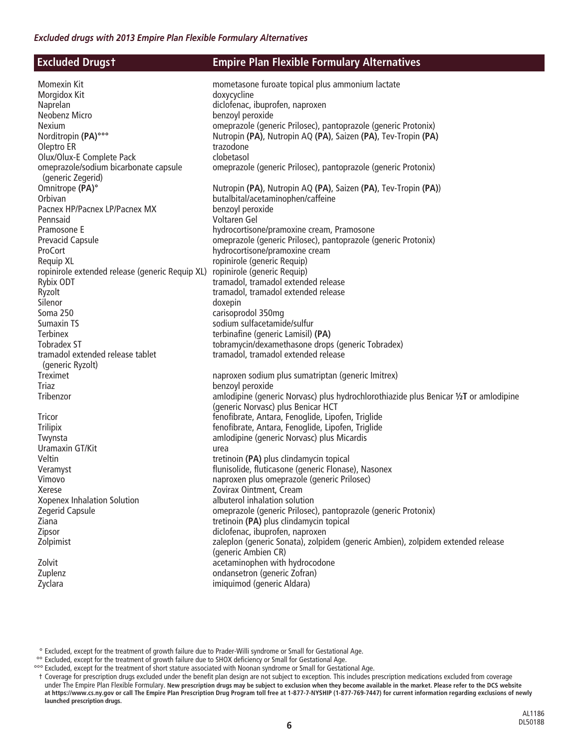*Excluded drugs with 2013 Empire Plan Flexible Formulary Alternatives*

| Excluded Drugs† | Empire Plan Flexible Formulary Alternatives |
|---|---|
| Momexin Kit | mometasone furoate topical plus ammonium lactate |
| Morgidox Kit | doxycycline |
| Naprelan | diclofenac, ibuprofen, naproxen |
| Neobenz Micro | benzoyl peroxide |
| Nexium | omeprazole (generic Prilosec), pantoprazole (generic Protonix) |
| Norditropin **(PA)**°°° | Nutropin **(PA)**, Nutropin AQ **(PA)**, Saizen **(PA)**, Tev-Tropin **(PA)** |
| Oleptro ER | trazodone |
| Olux/Olux-E Complete Pack | clobetasol |
| omeprazole/sodium bicarbonate capsule (generic Zegerid) | omeprazole (generic Prilosec), pantoprazole (generic Protonix) |
| Omnitrope **(PA)**° | Nutropin **(PA)**, Nutropin AQ **(PA)**, Saizen **(PA)**, Tev-Tropin **(PA)**) |
| Orbivan | butalbital/acetaminophen/caffeine |
| Pacnex HP/Pacnex LP/Pacnex MX | benzoyl peroxide |
| Pennsaid | Voltaren Gel |
| Pramosone E | hydrocortisone/pramoxine cream, Pramosone |
| Prevacid Capsule | omeprazole (generic Prilosec), pantoprazole (generic Protonix) |
| ProCort | hydrocortisone/pramoxine cream |
| Requip XL | ropinirole (generic Requip) |
| ropinirole extended release (generic Requip XL) | ropinirole (generic Requip) |
| Rybix ODT | tramadol, tramadol extended release |
| Ryzolt | tramadol, tramadol extended release |
| Silenor | doxepin |
| Soma 250 | carisoprodol 350mg |
| Sumaxin TS | sodium sulfacetamide/sulfur |
| Terbinex | terbinafine (generic Lamisil) **(PA)** |
| Tobradex ST | tobramycin/dexamethasone drops (generic Tobradex) |
| tramadol extended release tablet (generic Ryzolt) | tramadol, tramadol extended release |
| Treximet | naproxen sodium plus sumatriptan (generic Imitrex) |
| Triaz | benzoyl peroxide |
| Tribenzor | amlodipine (generic Norvasc) plus hydrochlorothiazide plus Benicar **½T** or amlodipine (generic Norvasc) plus Benicar HCT |
| Tricor | fenofibrate, Antara, Fenoglide, Lipofen, Triglide |
| Trilipix | fenofibrate, Antara, Fenoglide, Lipofen, Triglide |
| Twynsta | amlodipine (generic Norvasc) plus Micardis |
| Uramaxin GT/Kit | urea |
| Veltin | tretinoin **(PA)** plus clindamycin topical |
| Veramyst | flunisolide, fluticasone (generic Flonase), Nasonex |
| Vimovo | naproxen plus omeprazole (generic Prilosec) |
| Xerese | Zovirax Ointment, Cream |
| Xopenex Inhalation Solution | albuterol inhalation solution |
| Zegerid Capsule | omeprazole (generic Prilosec), pantoprazole (generic Protonix) |
| Ziana | tretinoin **(PA)** plus clindamycin topical |
| Zipsor | diclofenac, ibuprofen, naproxen |
| Zolpimist | zaleplon (generic Sonata), zolpidem (generic Ambien), zolpidem extended release (generic Ambien CR) |
| Zolvit | acetaminophen with hydrocodone |
| Zuplenz | ondansetron (generic Zofran) |
| Zyclara | imiquimod (generic Aldara) |

° Excluded, except for the treatment of growth failure due to Prader-Willi syndrome or Small for Gestational Age.

°° Excluded, except for the treatment of growth failure due to SHOX deficiency or Small for Gestational Age.

°°° Excluded, except for the treatment of short stature associated with Noonan syndrome or Small for Gestational Age.

† Coverage for prescription drugs excluded under the benefit plan design are not subject to exception. This includes prescription medications excluded from coverage under The Empire Plan Flexible Formulary. **New prescription drugs may be subject to exclusion when they become available in the market. Please refer to the DCS website at https://www.cs.ny.gov or call The Empire Plan Prescription Drug Program toll free at 1-877-7-NYSHIP (1-877-769-7447) for current information regarding exclusions of newly launched prescription drugs.**

AL1186
DL5018B